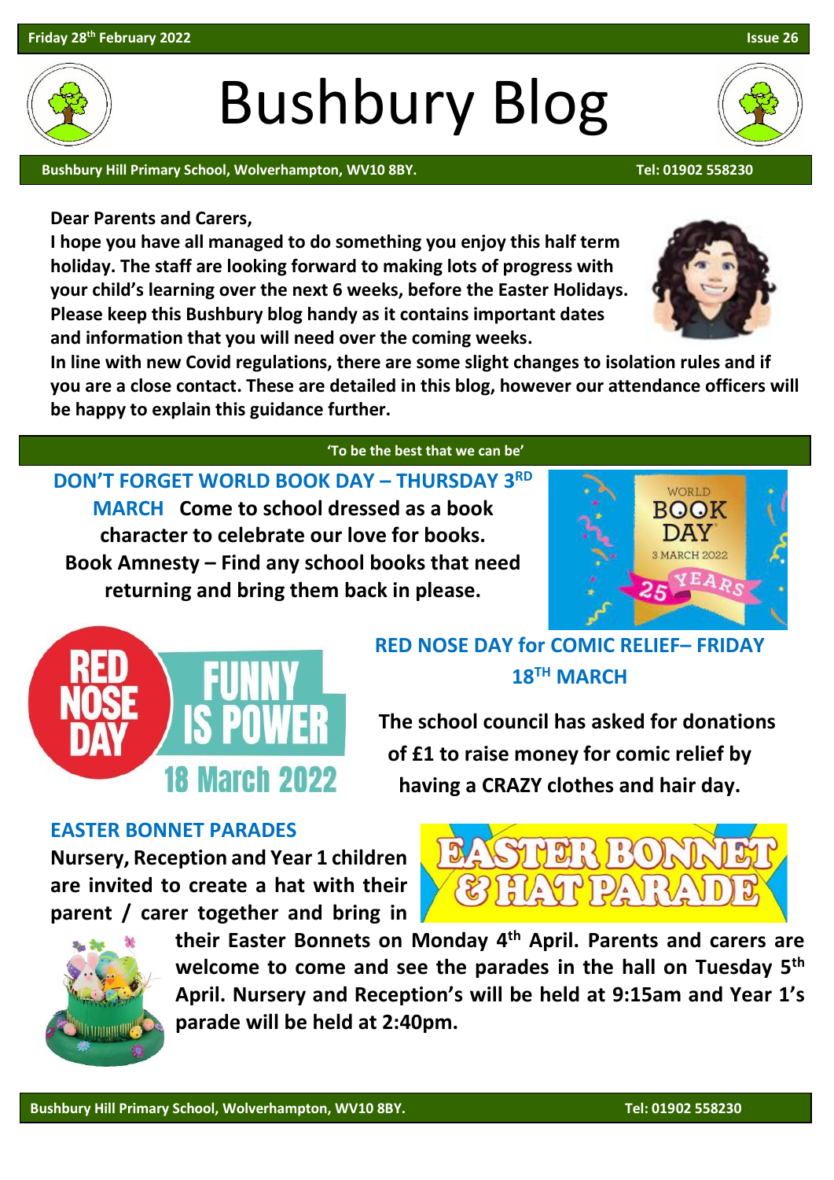Friday 28th February 2022 — Issue 26

# Bushbury Blog

**Bushbury Hill Primary School, Wolverhampton, WV10 8BY. Tel: 01902 558230**

**Dear Parents and Carers,**

**I hope you have all managed to do something you enjoy this half term holiday. The staff are looking forward to making lots of progress with your child's learning over the next 6 weeks, before the Easter Holidays. Please keep this Bushbury blog handy as it contains important dates and information that you will need over the coming weeks.**

**In line with new Covid regulations, there are some slight changes to isolation rules and if you are a close contact. These are detailed in this blog, however our attendance officers will be happy to explain this guidance further.**

**'To be the best that we can be'**

## DON'T FORGET WORLD BOOK DAY – THURSDAY 3RD MARCH

**Come to school dressed as a book character to celebrate our love for books.**

**Book Amnesty – Find any school books that need returning and bring them back in please.**

## RED NOSE DAY for COMIC RELIEF– FRIDAY 18TH MARCH

**The school council has asked for donations of £1 to raise money for comic relief by having a CRAZY clothes and hair day.**

## EASTER BONNET PARADES

**Nursery, Reception and Year 1 children are invited to create a hat with their parent / carer together and bring in their Easter Bonnets on Monday 4th April. Parents and carers are welcome to come and see the parades in the hall on Tuesday 5th April. Nursery and Reception's will be held at 9:15am and Year 1's parade will be held at 2:40pm.**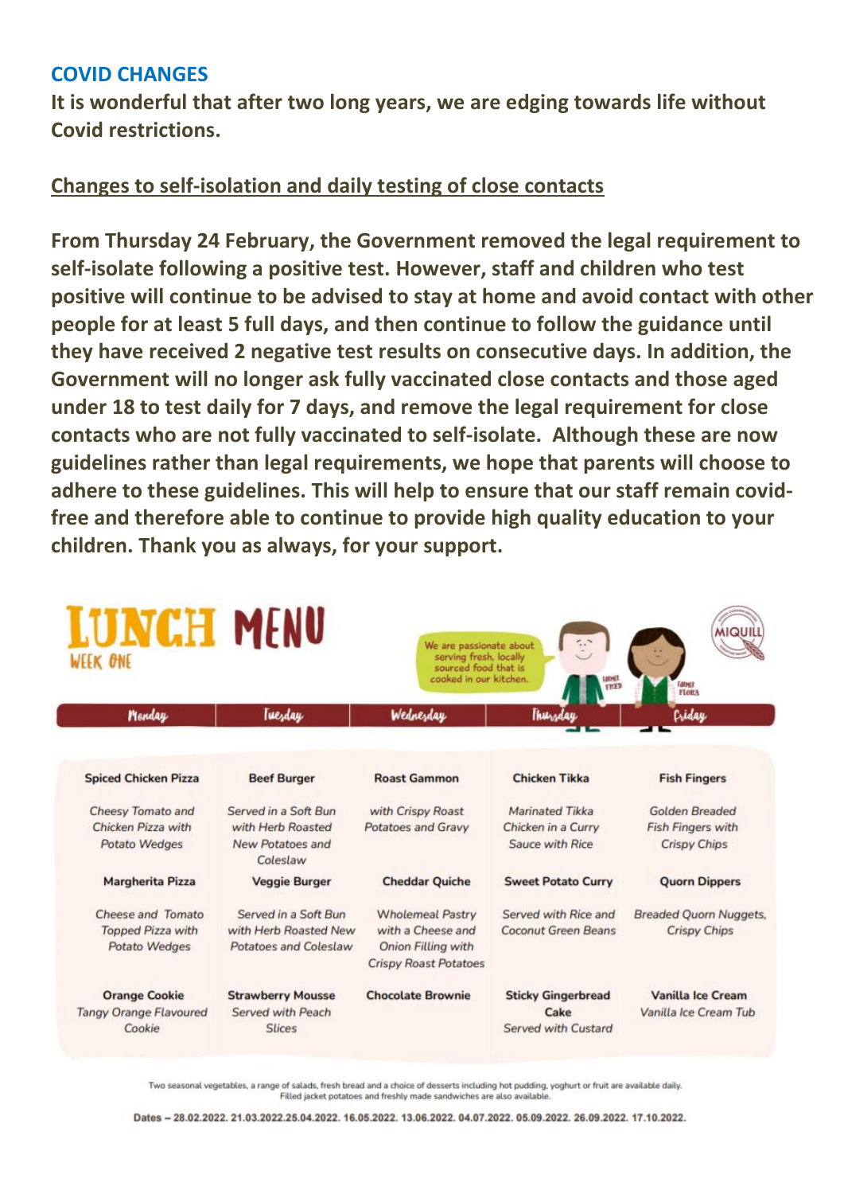## COVID CHANGES

**It is wonderful that after two long years, we are edging towards life without Covid restrictions.**

**Changes to self-isolation and daily testing of close contacts**

**From Thursday 24 February, the Government removed the legal requirement to self-isolate following a positive test. However, staff and children who test positive will continue to be advised to stay at home and avoid contact with other people for at least 5 full days, and then continue to follow the guidance until they have received 2 negative test results on consecutive days. In addition, the Government will no longer ask fully vaccinated close contacts and those aged under 18 to test daily for 7 days, and remove the legal requirement for close contacts who are not fully vaccinated to self-isolate. Although these are now guidelines rather than legal requirements, we hope that parents will choose to adhere to these guidelines. This will help to ensure that our staff remain covid-free and therefore able to continue to provide high quality education to your children. Thank you as always, for your support.**

# LUNCH MENU

WEEK ONE

We are passionate about serving fresh, locally sourced food that is cooked in our kitchen.

MIQUILL

| Monday | Tuesday | Wednesday | Thursday | Friday |
|---|---|---|---|---|
| **Spiced Chicken Pizza**<br>Cheesy Tomato and Chicken Pizza with Potato Wedges | **Beef Burger**<br>Served in a Soft Bun with Herb Roasted New Potatoes and Coleslaw | **Roast Gammon**<br>with Crispy Roast Potatoes and Gravy | **Chicken Tikka**<br>Marinated Tikka Chicken in a Curry Sauce with Rice | **Fish Fingers**<br>Golden Breaded Fish Fingers with Crispy Chips |
| **Margherita Pizza**<br>Cheese and Tomato Topped Pizza with Potato Wedges | **Veggie Burger**<br>Served in a Soft Bun with Herb Roasted New Potatoes and Coleslaw | **Cheddar Quiche**<br>Wholemeal Pastry with a Cheese and Onion Filling with Crispy Roast Potatoes | **Sweet Potato Curry**<br>Served with Rice and Coconut Green Beans | **Quorn Dippers**<br>Breaded Quorn Nuggets, Crispy Chips |
| **Orange Cookie**<br>Tangy Orange Flavoured Cookie | **Strawberry Mousse**<br>Served with Peach Slices | **Chocolate Brownie** | **Sticky Gingerbread Cake**<br>Served with Custard | **Vanilla Ice Cream**<br>Vanilla Ice Cream Tub |

Two seasonal vegetables, a range of salads, fresh bread and a choice of desserts including hot pudding, yoghurt or fruit are available daily. Filled jacket potatoes and freshly made sandwiches are also available.

Dates – 28.02.2022. 21.03.2022.25.04.2022. 16.05.2022. 13.06.2022. 04.07.2022. 05.09.2022. 26.09.2022. 17.10.2022.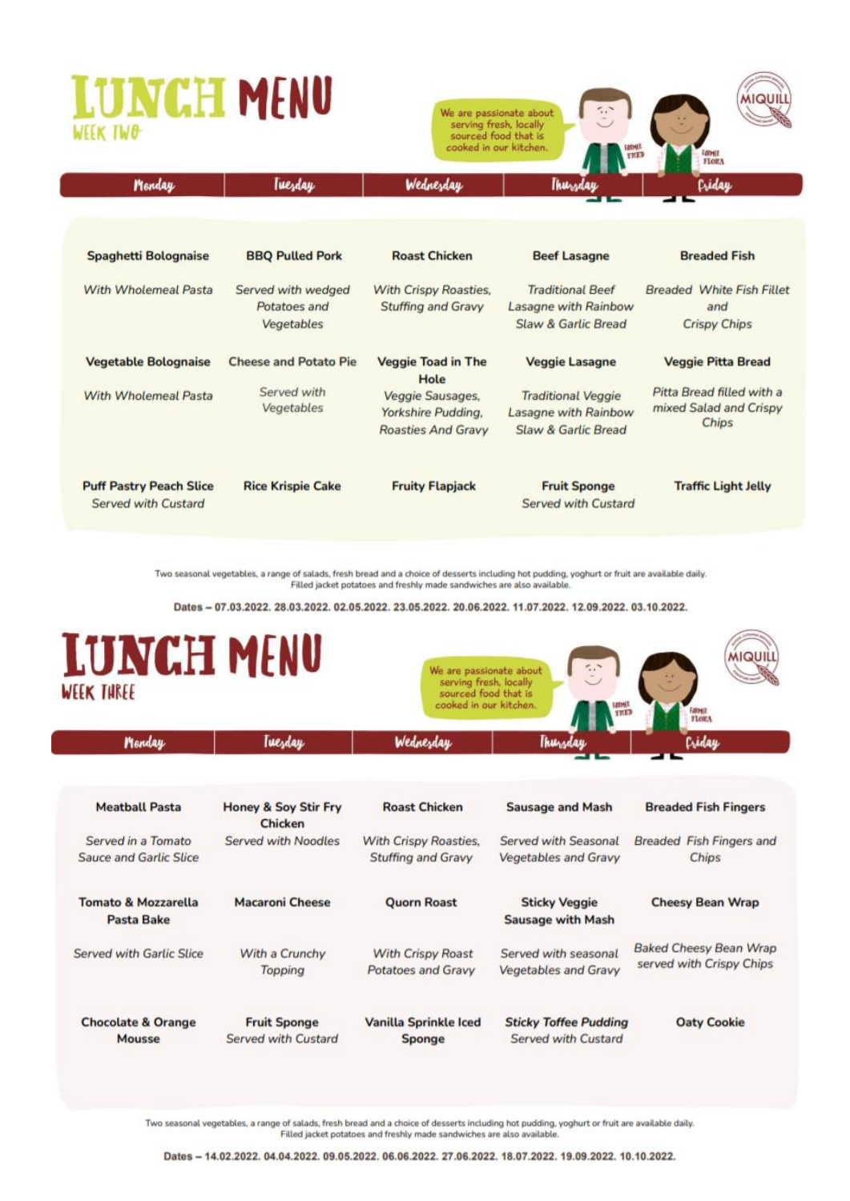# LUNCH MENU
## WEEK TWO

We are passionate about serving fresh, locally sourced food that is cooked in our kitchen.

FARMER FRED · FARMER FLORA · MIQUILL

| Monday | Tuesday | Wednesday | Thursday | Friday |
| --- | --- | --- | --- | --- |
| **Spaghetti Bolognaise** *With Wholemeal Pasta* | **BBQ Pulled Pork** *Served with wedged Potatoes and Vegetables* | **Roast Chicken** *With Crispy Roasties, Stuffing and Gravy* | **Beef Lasagne** *Traditional Beef Lasagne with Rainbow Slaw & Garlic Bread* | **Breaded Fish** *Breaded White Fish Fillet and Crispy Chips* |
| **Vegetable Bolognaise** *With Wholemeal Pasta* | **Cheese and Potato Pie** *Served with Vegetables* | **Veggie Toad in The Hole** *Veggie Sausages, Yorkshire Pudding, Roasties And Gravy* | **Veggie Lasagne** *Traditional Veggie Lasagne with Rainbow Slaw & Garlic Bread* | **Veggie Pitta Bread** *Pitta Bread filled with a mixed Salad and Crispy Chips* |
| **Puff Pastry Peach Slice** *Served with Custard* | **Rice Krispie Cake** | **Fruity Flapjack** | **Fruit Sponge** *Served with Custard* | **Traffic Light Jelly** |

Two seasonal vegetables, a range of salads, fresh bread and a choice of desserts including hot pudding, yoghurt or fruit are available daily. Filled jacket potatoes and freshly made sandwiches are also available.

**Dates – 07.03.2022. 28.03.2022. 02.05.2022. 23.05.2022. 20.06.2022. 11.07.2022. 12.09.2022. 03.10.2022.**

# LUNCH MENU
## WEEK THREE

We are passionate about serving fresh, locally sourced food that is cooked in our kitchen.

FARMER FRED · FARMER FLORA · MIQUILL

| Monday | Tuesday | Wednesday | Thursday | Friday |
| --- | --- | --- | --- | --- |
| **Meatball Pasta** *Served in a Tomato Sauce and Garlic Slice* | **Honey & Soy Stir Fry Chicken** *Served with Noodles* | **Roast Chicken** *With Crispy Roasties, Stuffing and Gravy* | **Sausage and Mash** *Served with Seasonal Vegetables and Gravy* | **Breaded Fish Fingers** *Breaded Fish Fingers and Chips* |
| **Tomato & Mozzarella Pasta Bake** *Served with Garlic Slice* | **Macaroni Cheese** *With a Crunchy Topping* | **Quorn Roast** *With Crispy Roast Potatoes and Gravy* | **Sticky Veggie Sausage with Mash** *Served with seasonal Vegetables and Gravy* | **Cheesy Bean Wrap** *Baked Cheesy Bean Wrap served with Crispy Chips* |
| **Chocolate & Orange Mousse** | **Fruit Sponge** *Served with Custard* | **Vanilla Sprinkle Iced Sponge** | ***Sticky Toffee Pudding*** *Served with Custard* | **Oaty Cookie** |

Two seasonal vegetables, a range of salads, fresh bread and a choice of desserts including hot pudding, yoghurt or fruit are available daily. Filled jacket potatoes and freshly made sandwiches are also available.

**Dates – 14.02.2022. 04.04.2022. 09.05.2022. 06.06.2022. 27.06.2022. 18.07.2022. 19.09.2022. 10.10.2022.**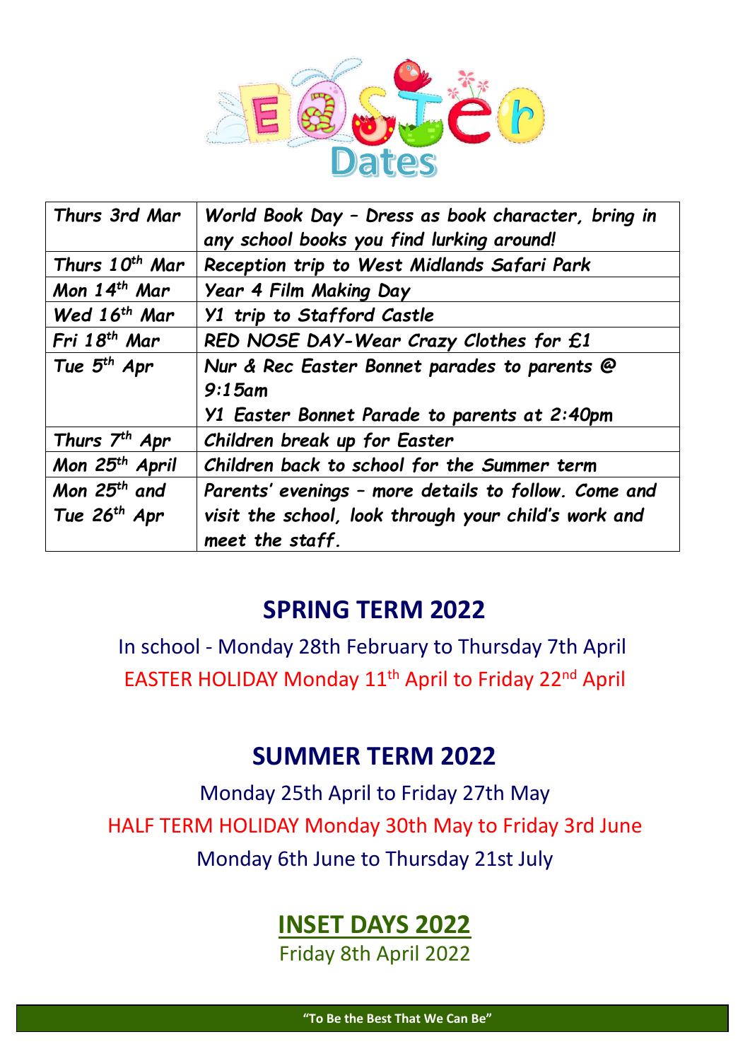# Easter Dates

| | |
|---|---|
| *Thurs 3rd Mar* | *World Book Day – Dress as book character, bring in any school books you find lurking around!* |
| *Thurs 10th Mar* | *Reception trip to West Midlands Safari Park* |
| *Mon 14th Mar* | *Year 4 Film Making Day* |
| *Wed 16th Mar* | *Y1 trip to Stafford Castle* |
| *Fri 18th Mar* | *RED NOSE DAY-Wear Crazy Clothes for £1* |
| *Tue 5th Apr* | *Nur & Rec Easter Bonnet parades to parents @ 9:15am*<br>*Y1 Easter Bonnet Parade to parents at 2:40pm* |
| *Thurs 7th Apr* | *Children break up for Easter* |
| *Mon 25th April* | *Children back to school for the Summer term* |
| *Mon 25th and Tue 26th Apr* | *Parents' evenings – more details to follow. Come and visit the school, look through your child's work and meet the staff.* |

## SPRING TERM 2022

In school - Monday 28th February to Thursday 7th April

EASTER HOLIDAY Monday 11th April to Friday 22nd April

## SUMMER TERM 2022

Monday 25th April to Friday 27th May

HALF TERM HOLIDAY Monday 30th May to Friday 3rd June

Monday 6th June to Thursday 21st July

## INSET DAYS 2022

Friday 8th April 2022

**"To Be the Best That We Can Be"**